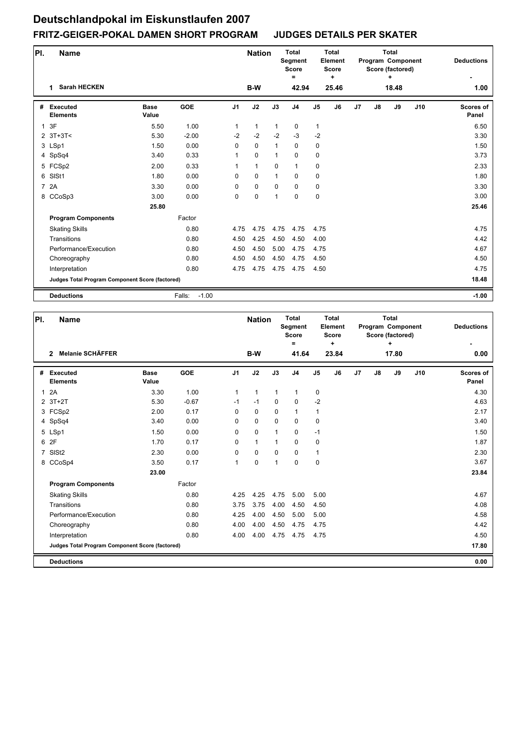# Deutschlandpokal im Eiskunstlaufen 2007

## FRITZ-GEIGER-POKAL DAMEN SHORT PROGRAM JUDGES DETAILS PER SKATER

| Pl. | Name | Nation | Total Segment Score = | Total Element Score + | Total Program Component Score (factored) + | Deductions - |
|---|---|---|---|---|---|---|
| 1 | Sarah HECKEN | B-W | 42.94 | 25.46 | 18.48 | 1.00 |

| # | Executed Elements | Base Value | GOE | J1 | J2 | J3 | J4 | J5 | J6 | J7 | J8 | J9 | J10 | Scores of Panel |
|---|---|---|---|---|---|---|---|---|---|---|---|---|---|---|
| 1 | 3F | 5.50 | 1.00 | 1 | 1 | 1 | 0 | 1 | | | | | | 6.50 |
| 2 | 3T+3T< | 5.30 | -2.00 | -2 | -2 | -2 | -3 | -2 | | | | | | 3.30 |
| 3 | LSp1 | 1.50 | 0.00 | 0 | 0 | 1 | 0 | 0 | | | | | | 1.50 |
| 4 | SpSq4 | 3.40 | 0.33 | 1 | 0 | 1 | 0 | 0 | | | | | | 3.73 |
| 5 | FCSp2 | 2.00 | 0.33 | 1 | 1 | 0 | 1 | 0 | | | | | | 2.33 |
| 6 | SlSt1 | 1.80 | 0.00 | 0 | 0 | 1 | 0 | 0 | | | | | | 1.80 |
| 7 | 2A | 3.30 | 0.00 | 0 | 0 | 0 | 0 | 0 | | | | | | 3.30 |
| 8 | CCoSp3 | 3.00 | 0.00 | 0 | 0 | 1 | 0 | 0 | | | | | | 3.00 |
| | | 25.80 | | | | | | | | | | | | 25.46 |
| | **Program Components** | | Factor | | | | | | | | | | | |
| | Skating Skills | | 0.80 | 4.75 | 4.75 | 4.75 | 4.75 | 4.75 | | | | | | 4.75 |
| | Transitions | | 0.80 | 4.50 | 4.25 | 4.50 | 4.50 | 4.00 | | | | | | 4.42 |
| | Performance/Execution | | 0.80 | 4.50 | 4.50 | 5.00 | 4.75 | 4.75 | | | | | | 4.67 |
| | Choreography | | 0.80 | 4.50 | 4.50 | 4.50 | 4.75 | 4.50 | | | | | | 4.50 |
| | Interpretation | | 0.80 | 4.75 | 4.75 | 4.75 | 4.75 | 4.50 | | | | | | 4.75 |
| | **Judges Total Program Component Score (factored)** | | | | | | | | | | | | | 18.48 |
| | **Deductions** | | Falls: -1.00 | | | | | | | | | | | -1.00 |

| Pl. | Name | Nation | Total Segment Score = | Total Element Score + | Total Program Component Score (factored) + | Deductions - |
|---|---|---|---|---|---|---|
| 2 | Melanie SCHÄFFER | B-W | 41.64 | 23.84 | 17.80 | 0.00 |

| # | Executed Elements | Base Value | GOE | J1 | J2 | J3 | J4 | J5 | J6 | J7 | J8 | J9 | J10 | Scores of Panel |
|---|---|---|---|---|---|---|---|---|---|---|---|---|---|---|
| 1 | 2A | 3.30 | 1.00 | 1 | 1 | 1 | 1 | 0 | | | | | | 4.30 |
| 2 | 3T+2T | 5.30 | -0.67 | -1 | -1 | 0 | 0 | -2 | | | | | | 4.63 |
| 3 | FCSp2 | 2.00 | 0.17 | 0 | 0 | 0 | 1 | 1 | | | | | | 2.17 |
| 4 | SpSq4 | 3.40 | 0.00 | 0 | 0 | 0 | 0 | 0 | | | | | | 3.40 |
| 5 | LSp1 | 1.50 | 0.00 | 0 | 0 | 1 | 0 | -1 | | | | | | 1.50 |
| 6 | 2F | 1.70 | 0.17 | 0 | 1 | 1 | 0 | 0 | | | | | | 1.87 |
| 7 | SlSt2 | 2.30 | 0.00 | 0 | 0 | 0 | 0 | 1 | | | | | | 2.30 |
| 8 | CCoSp4 | 3.50 | 0.17 | 1 | 0 | 1 | 0 | 0 | | | | | | 3.67 |
| | | 23.00 | | | | | | | | | | | | 23.84 |
| | **Program Components** | | Factor | | | | | | | | | | | |
| | Skating Skills | | 0.80 | 4.25 | 4.25 | 4.75 | 5.00 | 5.00 | | | | | | 4.67 |
| | Transitions | | 0.80 | 3.75 | 3.75 | 4.00 | 4.50 | 4.50 | | | | | | 4.08 |
| | Performance/Execution | | 0.80 | 4.25 | 4.00 | 4.50 | 5.00 | 5.00 | | | | | | 4.58 |
| | Choreography | | 0.80 | 4.00 | 4.00 | 4.50 | 4.75 | 4.75 | | | | | | 4.42 |
| | Interpretation | | 0.80 | 4.00 | 4.00 | 4.75 | 4.75 | 4.75 | | | | | | 4.50 |
| | **Judges Total Program Component Score (factored)** | | | | | | | | | | | | | 17.80 |
| | **Deductions** | | | | | | | | | | | | | 0.00 |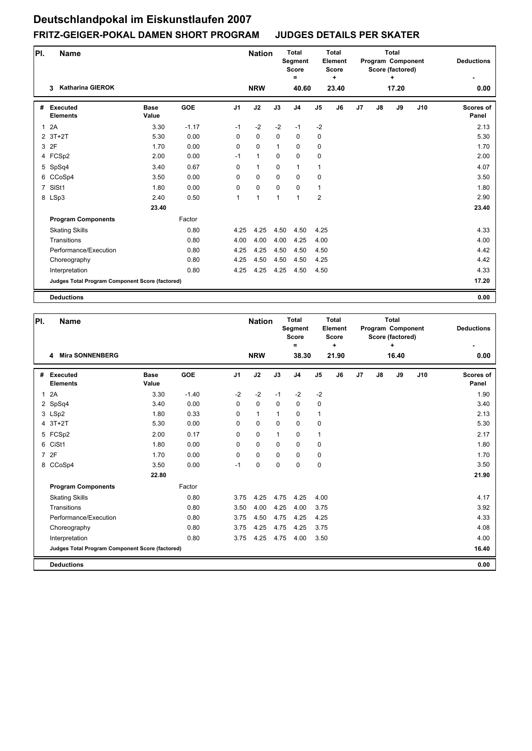# Deutschlandpokal im Eiskunstlaufen 2007

## FRITZ-GEIGER-POKAL DAMEN SHORT PROGRAM JUDGES DETAILS PER SKATER

| Pl. | Name | Nation | Total Segment Score = | Total Element Score + | Total Program Component Score (factored) + | Deductions - |
|---|---|---|---|---|---|---|
| 3 | Katharina GIEROK | NRW | 40.60 | 23.40 | 17.20 | 0.00 |

| # | Executed Elements | Base Value | GOE | J1 | J2 | J3 | J4 | J5 | J6 | J7 | J8 | J9 | J10 | Scores of Panel |
|---|---|---|---|---|---|---|---|---|---|---|---|---|---|---|
| 1 | 2A | 3.30 | -1.17 | -1 | -2 | -2 | -1 | -2 | | | | | | 2.13 |
| 2 | 3T+2T | 5.30 | 0.00 | 0 | 0 | 0 | 0 | 0 | | | | | | 5.30 |
| 3 | 2F | 1.70 | 0.00 | 0 | 0 | 1 | 0 | 0 | | | | | | 1.70 |
| 4 | FCSp2 | 2.00 | 0.00 | -1 | 1 | 0 | 0 | 0 | | | | | | 2.00 |
| 5 | SpSq4 | 3.40 | 0.67 | 0 | 1 | 0 | 1 | 1 | | | | | | 4.07 |
| 6 | CCoSp4 | 3.50 | 0.00 | 0 | 0 | 0 | 0 | 0 | | | | | | 3.50 |
| 7 | SlSt1 | 1.80 | 0.00 | 0 | 0 | 0 | 0 | 1 | | | | | | 1.80 |
| 8 | LSp3 | 2.40 | 0.50 | 1 | 1 | 1 | 1 | 2 | | | | | | 2.90 |
| | | 23.40 | | | | | | | | | | | | 23.40 |
| | **Program Components** | | Factor | | | | | | | | | | | |
| | Skating Skills | | 0.80 | 4.25 | 4.25 | 4.50 | 4.50 | 4.25 | | | | | | 4.33 |
| | Transitions | | 0.80 | 4.00 | 4.00 | 4.00 | 4.25 | 4.00 | | | | | | 4.00 |
| | Performance/Execution | | 0.80 | 4.25 | 4.25 | 4.50 | 4.50 | 4.50 | | | | | | 4.42 |
| | Choreography | | 0.80 | 4.25 | 4.50 | 4.50 | 4.50 | 4.25 | | | | | | 4.42 |
| | Interpretation | | 0.80 | 4.25 | 4.25 | 4.25 | 4.50 | 4.50 | | | | | | 4.33 |
| | **Judges Total Program Component Score (factored)** | | | | | | | | | | | | | 17.20 |
| | **Deductions** | | | | | | | | | | | | | 0.00 |

| Pl. | Name | Nation | Total Segment Score = | Total Element Score + | Total Program Component Score (factored) + | Deductions - |
|---|---|---|---|---|---|---|
| 4 | Mira SONNENBERG | NRW | 38.30 | 21.90 | 16.40 | 0.00 |

| # | Executed Elements | Base Value | GOE | J1 | J2 | J3 | J4 | J5 | J6 | J7 | J8 | J9 | J10 | Scores of Panel |
|---|---|---|---|---|---|---|---|---|---|---|---|---|---|---|
| 1 | 2A | 3.30 | -1.40 | -2 | -2 | -1 | -2 | -2 | | | | | | 1.90 |
| 2 | SpSq4 | 3.40 | 0.00 | 0 | 0 | 0 | 0 | 0 | | | | | | 3.40 |
| 3 | LSp2 | 1.80 | 0.33 | 0 | 1 | 1 | 0 | 1 | | | | | | 2.13 |
| 4 | 3T+2T | 5.30 | 0.00 | 0 | 0 | 0 | 0 | 0 | | | | | | 5.30 |
| 5 | FCSp2 | 2.00 | 0.17 | 0 | 0 | 1 | 0 | 1 | | | | | | 2.17 |
| 6 | CiSt1 | 1.80 | 0.00 | 0 | 0 | 0 | 0 | 0 | | | | | | 1.80 |
| 7 | 2F | 1.70 | 0.00 | 0 | 0 | 0 | 0 | 0 | | | | | | 1.70 |
| 8 | CCoSp4 | 3.50 | 0.00 | -1 | 0 | 0 | 0 | 0 | | | | | | 3.50 |
| | | 22.80 | | | | | | | | | | | | 21.90 |
| | **Program Components** | | Factor | | | | | | | | | | | |
| | Skating Skills | | 0.80 | 3.75 | 4.25 | 4.75 | 4.25 | 4.00 | | | | | | 4.17 |
| | Transitions | | 0.80 | 3.50 | 4.00 | 4.25 | 4.00 | 3.75 | | | | | | 3.92 |
| | Performance/Execution | | 0.80 | 3.75 | 4.50 | 4.75 | 4.25 | 4.25 | | | | | | 4.33 |
| | Choreography | | 0.80 | 3.75 | 4.25 | 4.75 | 4.25 | 3.75 | | | | | | 4.08 |
| | Interpretation | | 0.80 | 3.75 | 4.25 | 4.75 | 4.00 | 3.50 | | | | | | 4.00 |
| | **Judges Total Program Component Score (factored)** | | | | | | | | | | | | | 16.40 |
| | **Deductions** | | | | | | | | | | | | | 0.00 |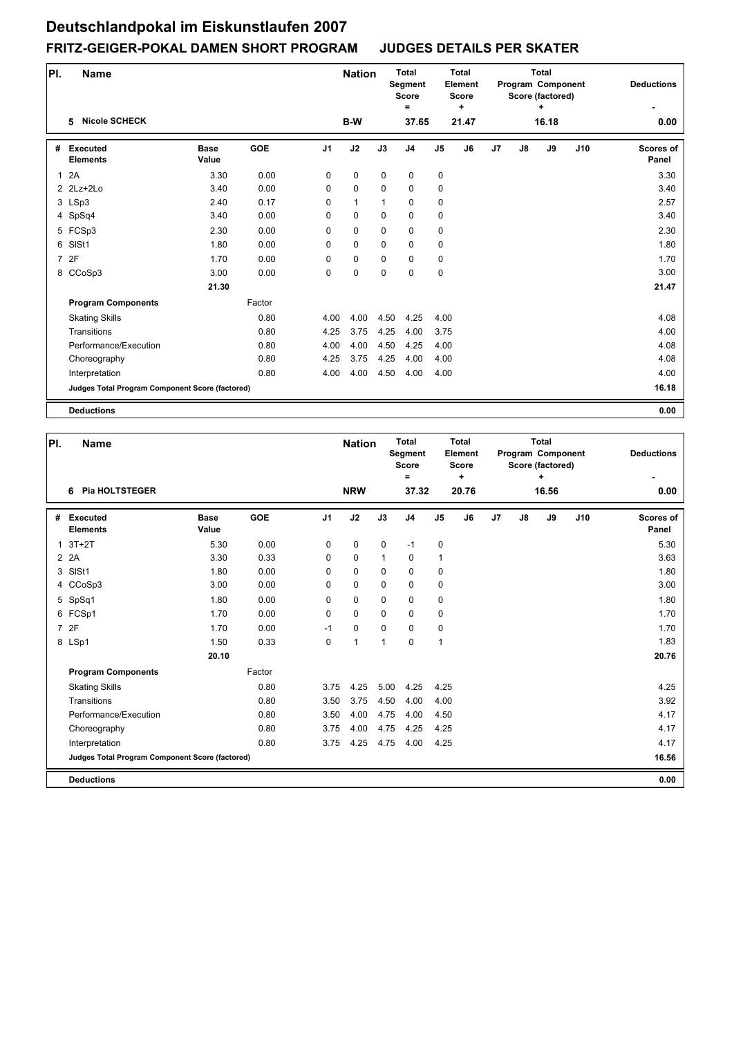# Deutschlandpokal im Eiskunstlaufen 2007

## FRITZ-GEIGER-POKAL DAMEN SHORT PROGRAM JUDGES DETAILS PER SKATER

| Pl. | Name | Nation | Total Segment Score = | Total Element Score + | Total Program Component Score (factored) + | Deductions - |
|---|---|---|---|---|---|---|
| 5 | Nicole SCHECK | B-W | 37.65 | 21.47 | 16.18 | 0.00 |

| # | Executed Elements | Base Value | GOE | J1 | J2 | J3 | J4 | J5 | J6 | J7 | J8 | J9 | J10 | Scores of Panel |
|---|---|---|---|---|---|---|---|---|---|---|---|---|---|---|
| 1 | 2A | 3.30 | 0.00 | 0 | 0 | 0 | 0 | 0 | | | | | | 3.30 |
| 2 | 2Lz+2Lo | 3.40 | 0.00 | 0 | 0 | 0 | 0 | 0 | | | | | | 3.40 |
| 3 | LSp3 | 2.40 | 0.17 | 0 | 1 | 1 | 0 | 0 | | | | | | 2.57 |
| 4 | SpSq4 | 3.40 | 0.00 | 0 | 0 | 0 | 0 | 0 | | | | | | 3.40 |
| 5 | FCSp3 | 2.30 | 0.00 | 0 | 0 | 0 | 0 | 0 | | | | | | 2.30 |
| 6 | SlSt1 | 1.80 | 0.00 | 0 | 0 | 0 | 0 | 0 | | | | | | 1.80 |
| 7 | 2F | 1.70 | 0.00 | 0 | 0 | 0 | 0 | 0 | | | | | | 1.70 |
| 8 | CCoSp3 | 3.00 | 0.00 | 0 | 0 | 0 | 0 | 0 | | | | | | 3.00 |
| | | 21.30 | | | | | | | | | | | | 21.47 |
| | **Program Components** | | Factor | | | | | | | | | | | |
| | Skating Skills | | 0.80 | 4.00 | 4.00 | 4.50 | 4.25 | 4.00 | | | | | | 4.08 |
| | Transitions | | 0.80 | 4.25 | 3.75 | 4.25 | 4.00 | 3.75 | | | | | | 4.00 |
| | Performance/Execution | | 0.80 | 4.00 | 4.00 | 4.50 | 4.25 | 4.00 | | | | | | 4.08 |
| | Choreography | | 0.80 | 4.25 | 3.75 | 4.25 | 4.00 | 4.00 | | | | | | 4.08 |
| | Interpretation | | 0.80 | 4.00 | 4.00 | 4.50 | 4.00 | 4.00 | | | | | | 4.00 |
| | **Judges Total Program Component Score (factored)** | | | | | | | | | | | | | 16.18 |
| | **Deductions** | | | | | | | | | | | | | 0.00 |

| Pl. | Name | Nation | Total Segment Score = | Total Element Score + | Total Program Component Score (factored) + | Deductions - |
|---|---|---|---|---|---|---|
| 6 | Pia HOLTSTEGER | NRW | 37.32 | 20.76 | 16.56 | 0.00 |

| # | Executed Elements | Base Value | GOE | J1 | J2 | J3 | J4 | J5 | J6 | J7 | J8 | J9 | J10 | Scores of Panel |
|---|---|---|---|---|---|---|---|---|---|---|---|---|---|---|
| 1 | 3T+2T | 5.30 | 0.00 | 0 | 0 | 0 | -1 | 0 | | | | | | 5.30 |
| 2 | 2A | 3.30 | 0.33 | 0 | 0 | 1 | 0 | 1 | | | | | | 3.63 |
| 3 | SlSt1 | 1.80 | 0.00 | 0 | 0 | 0 | 0 | 0 | | | | | | 1.80 |
| 4 | CCoSp3 | 3.00 | 0.00 | 0 | 0 | 0 | 0 | 0 | | | | | | 3.00 |
| 5 | SpSq1 | 1.80 | 0.00 | 0 | 0 | 0 | 0 | 0 | | | | | | 1.80 |
| 6 | FCSp1 | 1.70 | 0.00 | 0 | 0 | 0 | 0 | 0 | | | | | | 1.70 |
| 7 | 2F | 1.70 | 0.00 | -1 | 0 | 0 | 0 | 0 | | | | | | 1.70 |
| 8 | LSp1 | 1.50 | 0.33 | 0 | 1 | 1 | 0 | 1 | | | | | | 1.83 |
| | | 20.10 | | | | | | | | | | | | 20.76 |
| | **Program Components** | | Factor | | | | | | | | | | | |
| | Skating Skills | | 0.80 | 3.75 | 4.25 | 5.00 | 4.25 | 4.25 | | | | | | 4.25 |
| | Transitions | | 0.80 | 3.50 | 3.75 | 4.50 | 4.00 | 4.00 | | | | | | 3.92 |
| | Performance/Execution | | 0.80 | 3.50 | 4.00 | 4.75 | 4.00 | 4.50 | | | | | | 4.17 |
| | Choreography | | 0.80 | 3.75 | 4.00 | 4.75 | 4.25 | 4.25 | | | | | | 4.17 |
| | Interpretation | | 0.80 | 3.75 | 4.25 | 4.75 | 4.00 | 4.25 | | | | | | 4.17 |
| | **Judges Total Program Component Score (factored)** | | | | | | | | | | | | | 16.56 |
| | **Deductions** | | | | | | | | | | | | | 0.00 |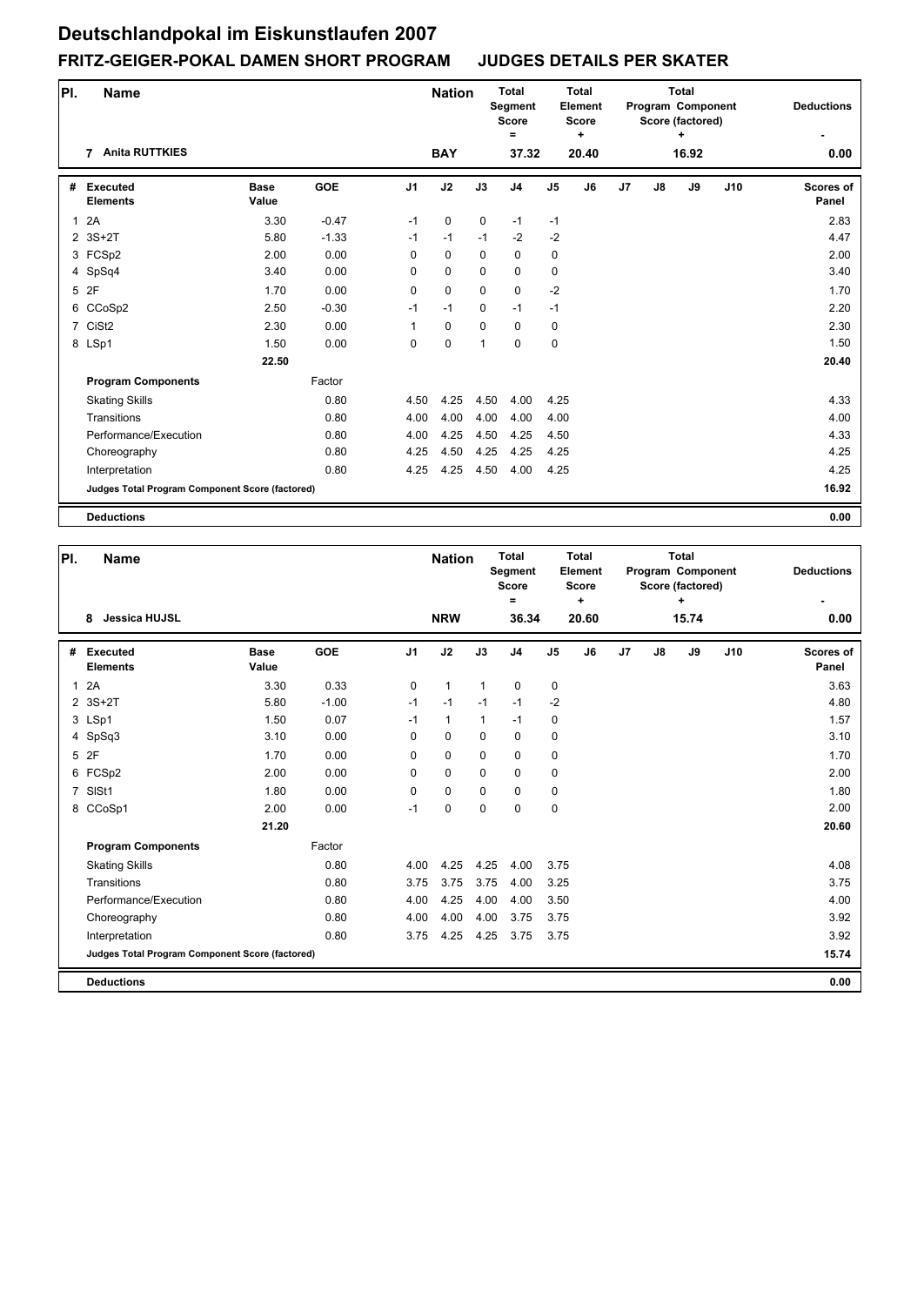# Deutschlandpokal im Eiskunstlaufen 2007

## FRITZ-GEIGER-POKAL DAMEN SHORT PROGRAM     JUDGES DETAILS PER SKATER

| Pl. | Name | Nation | Total Segment Score = | Total Element Score + | Total Program Component Score (factored) + | Deductions - |
|---|---|---|---|---|---|---|
| 7 | Anita RUTTKIES | BAY | 37.32 | 20.40 | 16.92 | 0.00 |

| # | Executed Elements | Base Value | GOE | J1 | J2 | J3 | J4 | J5 | J6 | J7 | J8 | J9 | J10 | Scores of Panel |
|---|---|---|---|---|---|---|---|---|---|---|---|---|---|---|
| 1 | 2A | 3.30 | -0.47 | -1 | 0 | 0 | -1 | -1 | | | | | | 2.83 |
| 2 | 3S+2T | 5.80 | -1.33 | -1 | -1 | -1 | -2 | -2 | | | | | | 4.47 |
| 3 | FCSp2 | 2.00 | 0.00 | 0 | 0 | 0 | 0 | 0 | | | | | | 2.00 |
| 4 | SpSq4 | 3.40 | 0.00 | 0 | 0 | 0 | 0 | 0 | | | | | | 3.40 |
| 5 | 2F | 1.70 | 0.00 | 0 | 0 | 0 | 0 | -2 | | | | | | 1.70 |
| 6 | CCoSp2 | 2.50 | -0.30 | -1 | -1 | 0 | -1 | -1 | | | | | | 2.20 |
| 7 | CiSt2 | 2.30 | 0.00 | 1 | 0 | 0 | 0 | 0 | | | | | | 2.30 |
| 8 | LSp1 | 1.50 | 0.00 | 0 | 0 | 1 | 0 | 0 | | | | | | 1.50 |
| | | 22.50 | | | | | | | | | | | | 20.40 |
| | **Program Components** | | Factor | | | | | | | | | | | |
| | Skating Skills | | 0.80 | 4.50 | 4.25 | 4.50 | 4.00 | 4.25 | | | | | | 4.33 |
| | Transitions | | 0.80 | 4.00 | 4.00 | 4.00 | 4.00 | 4.00 | | | | | | 4.00 |
| | Performance/Execution | | 0.80 | 4.00 | 4.25 | 4.50 | 4.25 | 4.50 | | | | | | 4.33 |
| | Choreography | | 0.80 | 4.25 | 4.50 | 4.25 | 4.25 | 4.25 | | | | | | 4.25 |
| | Interpretation | | 0.80 | 4.25 | 4.25 | 4.50 | 4.00 | 4.25 | | | | | | 4.25 |
| | **Judges Total Program Component Score (factored)** | | | | | | | | | | | | | 16.92 |
| | **Deductions** | | | | | | | | | | | | | 0.00 |

| Pl. | Name | Nation | Total Segment Score = | Total Element Score + | Total Program Component Score (factored) + | Deductions - |
|---|---|---|---|---|---|---|
| 8 | Jessica HUJSL | NRW | 36.34 | 20.60 | 15.74 | 0.00 |

| # | Executed Elements | Base Value | GOE | J1 | J2 | J3 | J4 | J5 | J6 | J7 | J8 | J9 | J10 | Scores of Panel |
|---|---|---|---|---|---|---|---|---|---|---|---|---|---|---|
| 1 | 2A | 3.30 | 0.33 | 0 | 1 | 1 | 0 | 0 | | | | | | 3.63 |
| 2 | 3S+2T | 5.80 | -1.00 | -1 | -1 | -1 | -1 | -2 | | | | | | 4.80 |
| 3 | LSp1 | 1.50 | 0.07 | -1 | 1 | 1 | -1 | 0 | | | | | | 1.57 |
| 4 | SpSq3 | 3.10 | 0.00 | 0 | 0 | 0 | 0 | 0 | | | | | | 3.10 |
| 5 | 2F | 1.70 | 0.00 | 0 | 0 | 0 | 0 | 0 | | | | | | 1.70 |
| 6 | FCSp2 | 2.00 | 0.00 | 0 | 0 | 0 | 0 | 0 | | | | | | 2.00 |
| 7 | SlSt1 | 1.80 | 0.00 | 0 | 0 | 0 | 0 | 0 | | | | | | 1.80 |
| 8 | CCoSp1 | 2.00 | 0.00 | -1 | 0 | 0 | 0 | 0 | | | | | | 2.00 |
| | | 21.20 | | | | | | | | | | | | 20.60 |
| | **Program Components** | | Factor | | | | | | | | | | | |
| | Skating Skills | | 0.80 | 4.00 | 4.25 | 4.25 | 4.00 | 3.75 | | | | | | 4.08 |
| | Transitions | | 0.80 | 3.75 | 3.75 | 3.75 | 4.00 | 3.25 | | | | | | 3.75 |
| | Performance/Execution | | 0.80 | 4.00 | 4.25 | 4.00 | 4.00 | 3.50 | | | | | | 4.00 |
| | Choreography | | 0.80 | 4.00 | 4.00 | 4.00 | 3.75 | 3.75 | | | | | | 3.92 |
| | Interpretation | | 0.80 | 3.75 | 4.25 | 4.25 | 3.75 | 3.75 | | | | | | 3.92 |
| | **Judges Total Program Component Score (factored)** | | | | | | | | | | | | | 15.74 |
| | **Deductions** | | | | | | | | | | | | | 0.00 |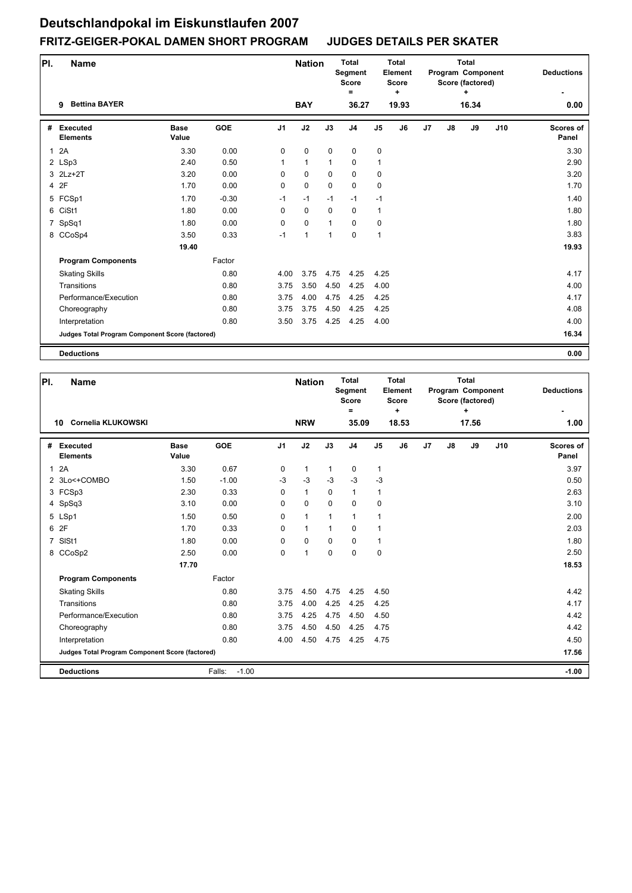# Deutschlandpokal im Eiskunstlaufen 2007

## FRITZ-GEIGER-POKAL DAMEN SHORT PROGRAM JUDGES DETAILS PER SKATER

| Pl. | Name | Nation | Total Segment Score = | Total Element Score + | Total Program Component Score (factored) + | Deductions - |
|---|---|---|---|---|---|---|
| 9 | Bettina BAYER | BAY | 36.27 | 19.93 | 16.34 | 0.00 |

| # | Executed Elements | Base Value | GOE | J1 | J2 | J3 | J4 | J5 | J6 | J7 | J8 | J9 | J10 | Scores of Panel |
|---|---|---|---|---|---|---|---|---|---|---|---|---|---|---|
| 1 | 2A | 3.30 | 0.00 | 0 | 0 | 0 | 0 | 0 | | | | | | 3.30 |
| 2 | LSp3 | 2.40 | 0.50 | 1 | 1 | 1 | 0 | 1 | | | | | | 2.90 |
| 3 | 2Lz+2T | 3.20 | 0.00 | 0 | 0 | 0 | 0 | 0 | | | | | | 3.20 |
| 4 | 2F | 1.70 | 0.00 | 0 | 0 | 0 | 0 | 0 | | | | | | 1.70 |
| 5 | FCSp1 | 1.70 | -0.30 | -1 | -1 | -1 | -1 | -1 | | | | | | 1.40 |
| 6 | CiSt1 | 1.80 | 0.00 | 0 | 0 | 0 | 0 | 1 | | | | | | 1.80 |
| 7 | SpSq1 | 1.80 | 0.00 | 0 | 0 | 1 | 0 | 0 | | | | | | 1.80 |
| 8 | CCoSp4 | 3.50 | 0.33 | -1 | 1 | 1 | 0 | 1 | | | | | | 3.83 |
| | | 19.40 | | | | | | | | | | | | 19.93 |
| | **Program Components** | | Factor | | | | | | | | | | | |
| | Skating Skills | | 0.80 | 4.00 | 3.75 | 4.75 | 4.25 | 4.25 | | | | | | 4.17 |
| | Transitions | | 0.80 | 3.75 | 3.50 | 4.50 | 4.25 | 4.00 | | | | | | 4.00 |
| | Performance/Execution | | 0.80 | 3.75 | 4.00 | 4.75 | 4.25 | 4.25 | | | | | | 4.17 |
| | Choreography | | 0.80 | 3.75 | 3.75 | 4.50 | 4.25 | 4.25 | | | | | | 4.08 |
| | Interpretation | | 0.80 | 3.50 | 3.75 | 4.25 | 4.25 | 4.00 | | | | | | 4.00 |
| | **Judges Total Program Component Score (factored)** | | | | | | | | | | | | | 16.34 |
| | **Deductions** | | | | | | | | | | | | | 0.00 |

| Pl. | Name | Nation | Total Segment Score = | Total Element Score + | Total Program Component Score (factored) + | Deductions - |
|---|---|---|---|---|---|---|
| 10 | Cornelia KLUKOWSKI | NRW | 35.09 | 18.53 | 17.56 | 1.00 |

| # | Executed Elements | Base Value | GOE | J1 | J2 | J3 | J4 | J5 | J6 | J7 | J8 | J9 | J10 | Scores of Panel |
|---|---|---|---|---|---|---|---|---|---|---|---|---|---|---|
| 1 | 2A | 3.30 | 0.67 | 0 | 1 | 1 | 0 | 1 | | | | | | 3.97 |
| 2 | 3Lo<+COMBO | 1.50 | -1.00 | -3 | -3 | -3 | -3 | -3 | | | | | | 0.50 |
| 3 | FCSp3 | 2.30 | 0.33 | 0 | 1 | 0 | 1 | 1 | | | | | | 2.63 |
| 4 | SpSq3 | 3.10 | 0.00 | 0 | 0 | 0 | 0 | 0 | | | | | | 3.10 |
| 5 | LSp1 | 1.50 | 0.50 | 0 | 1 | 1 | 1 | 1 | | | | | | 2.00 |
| 6 | 2F | 1.70 | 0.33 | 0 | 1 | 1 | 0 | 1 | | | | | | 2.03 |
| 7 | SlSt1 | 1.80 | 0.00 | 0 | 0 | 0 | 0 | 1 | | | | | | 1.80 |
| 8 | CCoSp2 | 2.50 | 0.00 | 0 | 1 | 0 | 0 | 0 | | | | | | 2.50 |
| | | 17.70 | | | | | | | | | | | | 18.53 |
| | **Program Components** | | Factor | | | | | | | | | | | |
| | Skating Skills | | 0.80 | 3.75 | 4.50 | 4.75 | 4.25 | 4.50 | | | | | | 4.42 |
| | Transitions | | 0.80 | 3.75 | 4.00 | 4.25 | 4.25 | 4.25 | | | | | | 4.17 |
| | Performance/Execution | | 0.80 | 3.75 | 4.25 | 4.75 | 4.50 | 4.50 | | | | | | 4.42 |
| | Choreography | | 0.80 | 3.75 | 4.50 | 4.50 | 4.25 | 4.75 | | | | | | 4.42 |
| | Interpretation | | 0.80 | 4.00 | 4.50 | 4.75 | 4.25 | 4.75 | | | | | | 4.50 |
| | **Judges Total Program Component Score (factored)** | | | | | | | | | | | | | 17.56 |
| | **Deductions** | | Falls: -1.00 | | | | | | | | | | | -1.00 |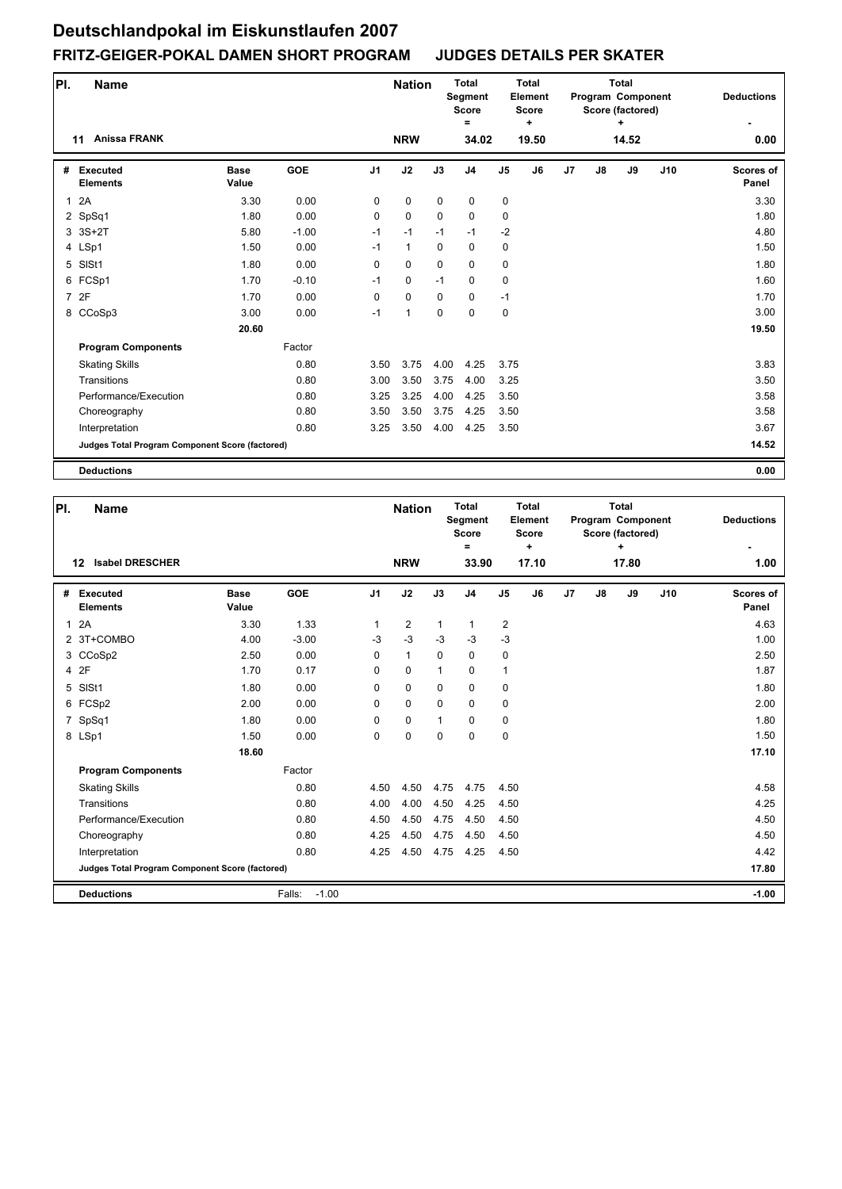# Deutschlandpokal im Eiskunstlaufen 2007

## FRITZ-GEIGER-POKAL DAMEN SHORT PROGRAM JUDGES DETAILS PER SKATER

| Pl. | Name | Nation | Total Segment Score = | Total Element Score + | Total Program Component Score (factored) + | Deductions - |
|---|---|---|---|---|---|---|
| 11 | Anissa FRANK | NRW | 34.02 | 19.50 | 14.52 | 0.00 |

| # | Executed Elements | Base Value | GOE | J1 | J2 | J3 | J4 | J5 | J6 | J7 | J8 | J9 | J10 | Scores of Panel |
|---|---|---|---|---|---|---|---|---|---|---|---|---|---|---|
| 1 | 2A | 3.30 | 0.00 | 0 | 0 | 0 | 0 | 0 | | | | | | 3.30 |
| 2 | SpSq1 | 1.80 | 0.00 | 0 | 0 | 0 | 0 | 0 | | | | | | 1.80 |
| 3 | 3S+2T | 5.80 | -1.00 | -1 | -1 | -1 | -1 | -2 | | | | | | 4.80 |
| 4 | LSp1 | 1.50 | 0.00 | -1 | 1 | 0 | 0 | 0 | | | | | | 1.50 |
| 5 | SlSt1 | 1.80 | 0.00 | 0 | 0 | 0 | 0 | 0 | | | | | | 1.80 |
| 6 | FCSp1 | 1.70 | -0.10 | -1 | 0 | -1 | 0 | 0 | | | | | | 1.60 |
| 7 | 2F | 1.70 | 0.00 | 0 | 0 | 0 | 0 | -1 | | | | | | 1.70 |
| 8 | CCoSp3 | 3.00 | 0.00 | -1 | 1 | 0 | 0 | 0 | | | | | | 3.00 |
| | | 20.60 | | | | | | | | | | | | 19.50 |
| | **Program Components** | | Factor | | | | | | | | | | | |
| | Skating Skills | | 0.80 | 3.50 | 3.75 | 4.00 | 4.25 | 3.75 | | | | | | 3.83 |
| | Transitions | | 0.80 | 3.00 | 3.50 | 3.75 | 4.00 | 3.25 | | | | | | 3.50 |
| | Performance/Execution | | 0.80 | 3.25 | 3.25 | 4.00 | 4.25 | 3.50 | | | | | | 3.58 |
| | Choreography | | 0.80 | 3.50 | 3.50 | 3.75 | 4.25 | 3.50 | | | | | | 3.58 |
| | Interpretation | | 0.80 | 3.25 | 3.50 | 4.00 | 4.25 | 3.50 | | | | | | 3.67 |
| | Judges Total Program Component Score (factored) | | | | | | | | | | | | | 14.52 |
| | **Deductions** | | | | | | | | | | | | | 0.00 |

| Pl. | Name | Nation | Total Segment Score = | Total Element Score + | Total Program Component Score (factored) + | Deductions - |
|---|---|---|---|---|---|---|
| 12 | Isabel DRESCHER | NRW | 33.90 | 17.10 | 17.80 | 1.00 |

| # | Executed Elements | Base Value | GOE | J1 | J2 | J3 | J4 | J5 | J6 | J7 | J8 | J9 | J10 | Scores of Panel |
|---|---|---|---|---|---|---|---|---|---|---|---|---|---|---|
| 1 | 2A | 3.30 | 1.33 | 1 | 2 | 1 | 1 | 2 | | | | | | 4.63 |
| 2 | 3T+COMBO | 4.00 | -3.00 | -3 | -3 | -3 | -3 | -3 | | | | | | 1.00 |
| 3 | CCoSp2 | 2.50 | 0.00 | 0 | 1 | 0 | 0 | 0 | | | | | | 2.50 |
| 4 | 2F | 1.70 | 0.17 | 0 | 0 | 1 | 0 | 1 | | | | | | 1.87 |
| 5 | SlSt1 | 1.80 | 0.00 | 0 | 0 | 0 | 0 | 0 | | | | | | 1.80 |
| 6 | FCSp2 | 2.00 | 0.00 | 0 | 0 | 0 | 0 | 0 | | | | | | 2.00 |
| 7 | SpSq1 | 1.80 | 0.00 | 0 | 0 | 1 | 0 | 0 | | | | | | 1.80 |
| 8 | LSp1 | 1.50 | 0.00 | 0 | 0 | 0 | 0 | 0 | | | | | | 1.50 |
| | | 18.60 | | | | | | | | | | | | 17.10 |
| | **Program Components** | | Factor | | | | | | | | | | | |
| | Skating Skills | | 0.80 | 4.50 | 4.50 | 4.75 | 4.75 | 4.50 | | | | | | 4.58 |
| | Transitions | | 0.80 | 4.00 | 4.00 | 4.50 | 4.25 | 4.50 | | | | | | 4.25 |
| | Performance/Execution | | 0.80 | 4.50 | 4.50 | 4.75 | 4.50 | 4.50 | | | | | | 4.50 |
| | Choreography | | 0.80 | 4.25 | 4.50 | 4.75 | 4.50 | 4.50 | | | | | | 4.50 |
| | Interpretation | | 0.80 | 4.25 | 4.50 | 4.75 | 4.25 | 4.50 | | | | | | 4.42 |
| | Judges Total Program Component Score (factored) | | | | | | | | | | | | | 17.80 |
| | **Deductions** | | Falls: -1.00 | | | | | | | | | | | -1.00 |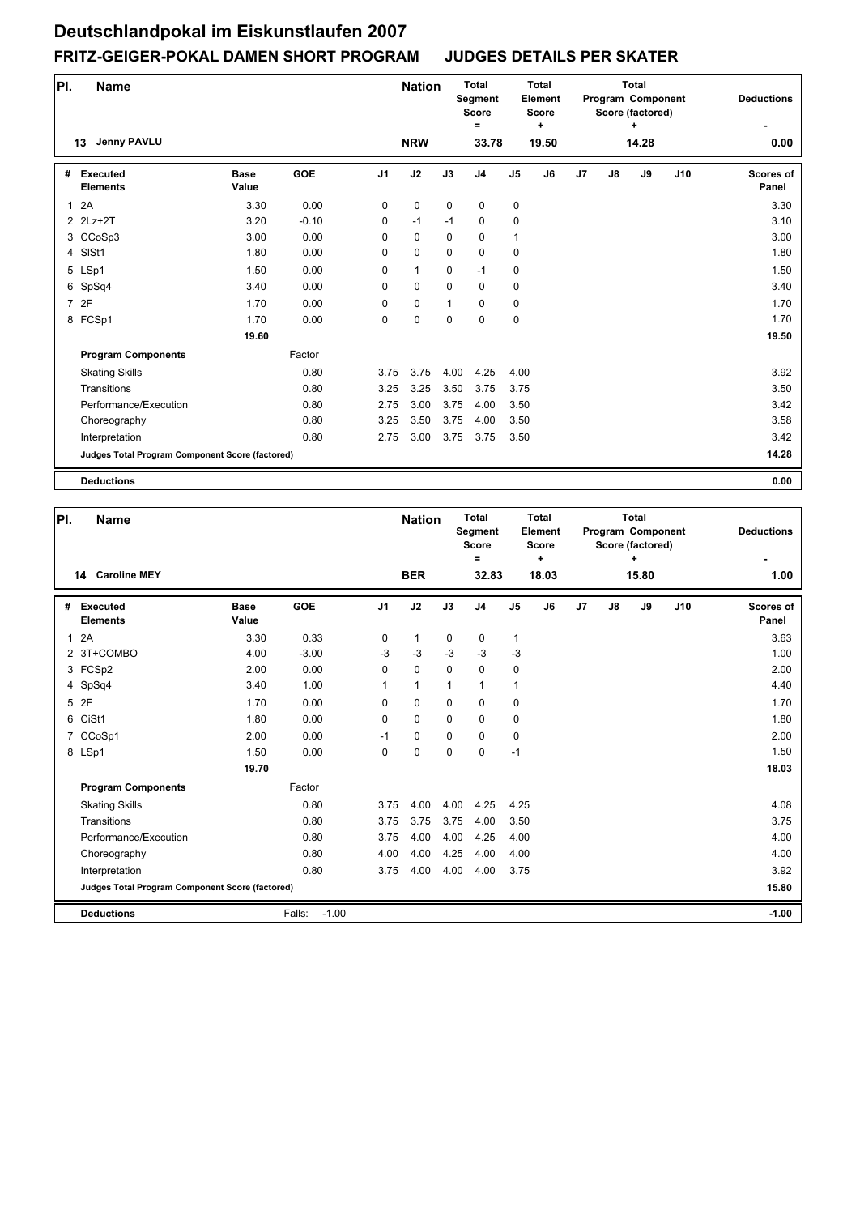# Deutschlandpokal im Eiskunstlaufen 2007

## FRITZ-GEIGER-POKAL DAMEN SHORT PROGRAM JUDGES DETAILS PER SKATER

| Pl. | Name | Nation | Total Segment Score = | Total Element Score + | Total Program Component Score (factored) + | Deductions - |
|---|---|---|---|---|---|---|
| 13 | Jenny PAVLU | NRW | 33.78 | 19.50 | 14.28 | 0.00 |

| # | Executed Elements | Base Value | GOE | J1 | J2 | J3 | J4 | J5 | J6 | J7 | J8 | J9 | J10 | Scores of Panel |
|---|---|---|---|---|---|---|---|---|---|---|---|---|---|---|
| 1 | 2A | 3.30 | 0.00 | 0 | 0 | 0 | 0 | 0 | | | | | | 3.30 |
| 2 | 2Lz+2T | 3.20 | -0.10 | 0 | -1 | -1 | 0 | 0 | | | | | | 3.10 |
| 3 | CCoSp3 | 3.00 | 0.00 | 0 | 0 | 0 | 0 | 1 | | | | | | 3.00 |
| 4 | SlSt1 | 1.80 | 0.00 | 0 | 0 | 0 | 0 | 0 | | | | | | 1.80 |
| 5 | LSp1 | 1.50 | 0.00 | 0 | 1 | 0 | -1 | 0 | | | | | | 1.50 |
| 6 | SpSq4 | 3.40 | 0.00 | 0 | 0 | 0 | 0 | 0 | | | | | | 3.40 |
| 7 | 2F | 1.70 | 0.00 | 0 | 0 | 1 | 0 | 0 | | | | | | 1.70 |
| 8 | FCSp1 | 1.70 | 0.00 | 0 | 0 | 0 | 0 | 0 | | | | | | 1.70 |
| | | 19.60 | | | | | | | | | | | | 19.50 |
| | **Program Components** | | Factor | | | | | | | | | | | |
| | Skating Skills | | 0.80 | 3.75 | 3.75 | 4.00 | 4.25 | 4.00 | | | | | | 3.92 |
| | Transitions | | 0.80 | 3.25 | 3.25 | 3.50 | 3.75 | 3.75 | | | | | | 3.50 |
| | Performance/Execution | | 0.80 | 2.75 | 3.00 | 3.75 | 4.00 | 3.50 | | | | | | 3.42 |
| | Choreography | | 0.80 | 3.25 | 3.50 | 3.75 | 4.00 | 3.50 | | | | | | 3.58 |
| | Interpretation | | 0.80 | 2.75 | 3.00 | 3.75 | 3.75 | 3.50 | | | | | | 3.42 |
| | **Judges Total Program Component Score (factored)** | | | | | | | | | | | | | 14.28 |
| | **Deductions** | | | | | | | | | | | | | 0.00 |

| Pl. | Name | Nation | Total Segment Score = | Total Element Score + | Total Program Component Score (factored) + | Deductions - |
|---|---|---|---|---|---|---|
| 14 | Caroline MEY | BER | 32.83 | 18.03 | 15.80 | 1.00 |

| # | Executed Elements | Base Value | GOE | J1 | J2 | J3 | J4 | J5 | J6 | J7 | J8 | J9 | J10 | Scores of Panel |
|---|---|---|---|---|---|---|---|---|---|---|---|---|---|---|
| 1 | 2A | 3.30 | 0.33 | 0 | 1 | 0 | 0 | 1 | | | | | | 3.63 |
| 2 | 3T+COMBO | 4.00 | -3.00 | -3 | -3 | -3 | -3 | -3 | | | | | | 1.00 |
| 3 | FCSp2 | 2.00 | 0.00 | 0 | 0 | 0 | 0 | 0 | | | | | | 2.00 |
| 4 | SpSq4 | 3.40 | 1.00 | 1 | 1 | 1 | 1 | 1 | | | | | | 4.40 |
| 5 | 2F | 1.70 | 0.00 | 0 | 0 | 0 | 0 | 0 | | | | | | 1.70 |
| 6 | CiSt1 | 1.80 | 0.00 | 0 | 0 | 0 | 0 | 0 | | | | | | 1.80 |
| 7 | CCoSp1 | 2.00 | 0.00 | -1 | 0 | 0 | 0 | 0 | | | | | | 2.00 |
| 8 | LSp1 | 1.50 | 0.00 | 0 | 0 | 0 | 0 | -1 | | | | | | 1.50 |
| | | 19.70 | | | | | | | | | | | | 18.03 |
| | **Program Components** | | Factor | | | | | | | | | | | |
| | Skating Skills | | 0.80 | 3.75 | 4.00 | 4.00 | 4.25 | 4.25 | | | | | | 4.08 |
| | Transitions | | 0.80 | 3.75 | 3.75 | 3.75 | 4.00 | 3.50 | | | | | | 3.75 |
| | Performance/Execution | | 0.80 | 3.75 | 4.00 | 4.00 | 4.25 | 4.00 | | | | | | 4.00 |
| | Choreography | | 0.80 | 4.00 | 4.00 | 4.25 | 4.00 | 4.00 | | | | | | 4.00 |
| | Interpretation | | 0.80 | 3.75 | 4.00 | 4.00 | 4.00 | 3.75 | | | | | | 3.92 |
| | **Judges Total Program Component Score (factored)** | | | | | | | | | | | | | 15.80 |
| | **Deductions** | | Falls: -1.00 | | | | | | | | | | | -1.00 |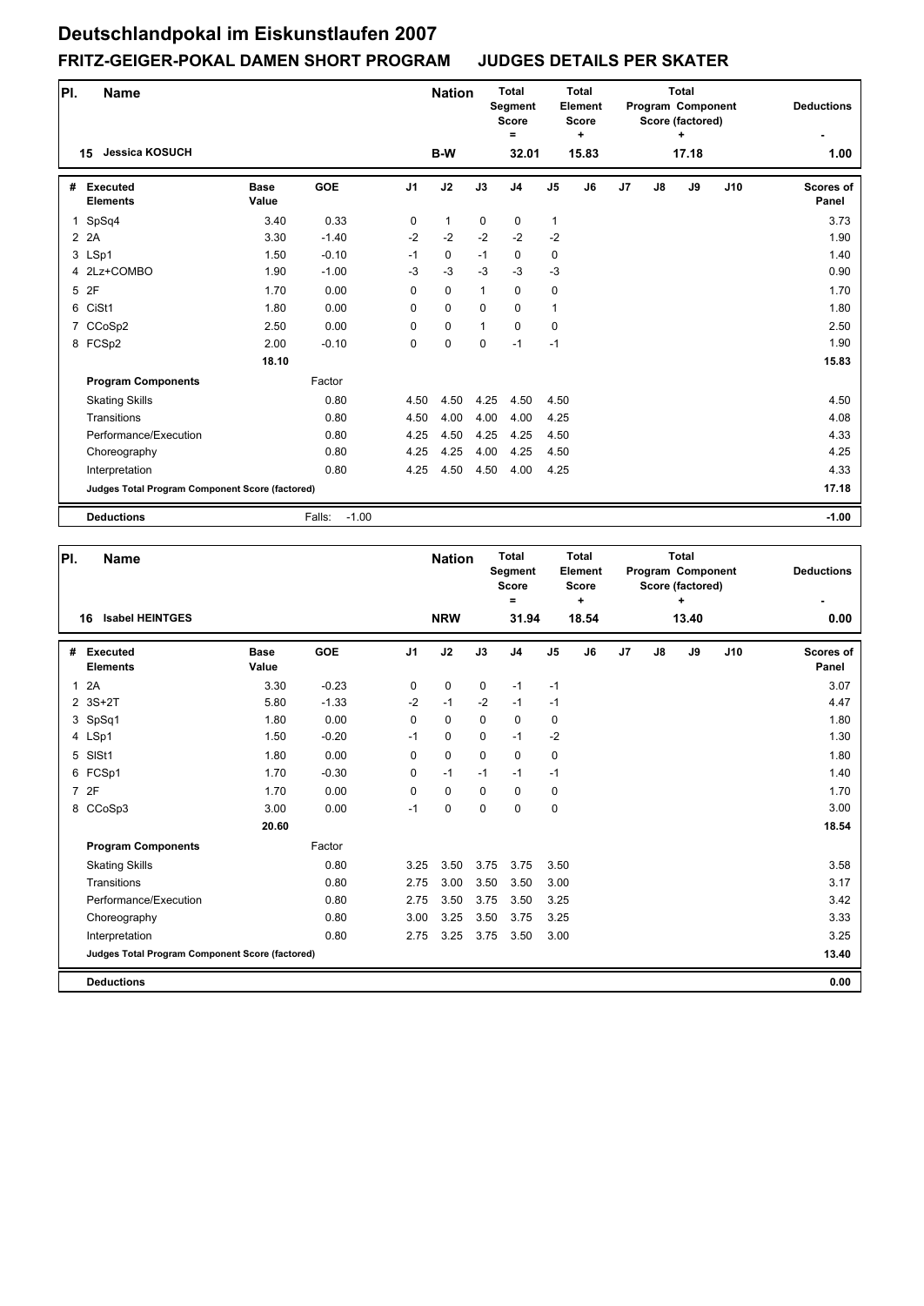# Deutschlandpokal im Eiskunstlaufen 2007

## FRITZ-GEIGER-POKAL DAMEN SHORT PROGRAM JUDGES DETAILS PER SKATER

| Pl. | Name | Nation | Total Segment Score = | Total Element Score + | Total Program Component Score (factored) + | Deductions - |
|---|---|---|---|---|---|---|
| 15 | Jessica KOSUCH | B-W | 32.01 | 15.83 | 17.18 | 1.00 |

| # | Executed Elements | Base Value | GOE | J1 | J2 | J3 | J4 | J5 | J6 | J7 | J8 | J9 | J10 | Scores of Panel |
|---|---|---|---|---|---|---|---|---|---|---|---|---|---|---|
| 1 | SpSq4 | 3.40 | 0.33 | 0 | 1 | 0 | 0 | 1 | | | | | | 3.73 |
| 2 | 2A | 3.30 | -1.40 | -2 | -2 | -2 | -2 | -2 | | | | | | 1.90 |
| 3 | LSp1 | 1.50 | -0.10 | -1 | 0 | -1 | 0 | 0 | | | | | | 1.40 |
| 4 | 2Lz+COMBO | 1.90 | -1.00 | -3 | -3 | -3 | -3 | -3 | | | | | | 0.90 |
| 5 | 2F | 1.70 | 0.00 | 0 | 0 | 1 | 0 | 0 | | | | | | 1.70 |
| 6 | CiSt1 | 1.80 | 0.00 | 0 | 0 | 0 | 0 | 1 | | | | | | 1.80 |
| 7 | CCoSp2 | 2.50 | 0.00 | 0 | 0 | 1 | 0 | 0 | | | | | | 2.50 |
| 8 | FCSp2 | 2.00 | -0.10 | 0 | 0 | 0 | -1 | -1 | | | | | | 1.90 |
| | | 18.10 | | | | | | | | | | | | 15.83 |
| | **Program Components** | | Factor | | | | | | | | | | | |
| | Skating Skills | | 0.80 | 4.50 | 4.50 | 4.25 | 4.50 | 4.50 | | | | | | 4.50 |
| | Transitions | | 0.80 | 4.50 | 4.00 | 4.00 | 4.00 | 4.25 | | | | | | 4.08 |
| | Performance/Execution | | 0.80 | 4.25 | 4.50 | 4.25 | 4.25 | 4.50 | | | | | | 4.33 |
| | Choreography | | 0.80 | 4.25 | 4.25 | 4.00 | 4.25 | 4.50 | | | | | | 4.25 |
| | Interpretation | | 0.80 | 4.25 | 4.50 | 4.50 | 4.00 | 4.25 | | | | | | 4.33 |
| | **Judges Total Program Component Score (factored)** | | | | | | | | | | | | | 17.18 |
| | **Deductions** | | Falls: -1.00 | | | | | | | | | | | -1.00 |

| Pl. | Name | Nation | Total Segment Score = | Total Element Score + | Total Program Component Score (factored) + | Deductions - |
|---|---|---|---|---|---|---|
| 16 | Isabel HEINTGES | NRW | 31.94 | 18.54 | 13.40 | 0.00 |

| # | Executed Elements | Base Value | GOE | J1 | J2 | J3 | J4 | J5 | J6 | J7 | J8 | J9 | J10 | Scores of Panel |
|---|---|---|---|---|---|---|---|---|---|---|---|---|---|---|
| 1 | 2A | 3.30 | -0.23 | 0 | 0 | 0 | -1 | -1 | | | | | | 3.07 |
| 2 | 3S+2T | 5.80 | -1.33 | -2 | -1 | -2 | -1 | -1 | | | | | | 4.47 |
| 3 | SpSq1 | 1.80 | 0.00 | 0 | 0 | 0 | 0 | 0 | | | | | | 1.80 |
| 4 | LSp1 | 1.50 | -0.20 | -1 | 0 | 0 | -1 | -2 | | | | | | 1.30 |
| 5 | SlSt1 | 1.80 | 0.00 | 0 | 0 | 0 | 0 | 0 | | | | | | 1.80 |
| 6 | FCSp1 | 1.70 | -0.30 | 0 | -1 | -1 | -1 | -1 | | | | | | 1.40 |
| 7 | 2F | 1.70 | 0.00 | 0 | 0 | 0 | 0 | 0 | | | | | | 1.70 |
| 8 | CCoSp3 | 3.00 | 0.00 | -1 | 0 | 0 | 0 | 0 | | | | | | 3.00 |
| | | 20.60 | | | | | | | | | | | | 18.54 |
| | **Program Components** | | Factor | | | | | | | | | | | |
| | Skating Skills | | 0.80 | 3.25 | 3.50 | 3.75 | 3.75 | 3.50 | | | | | | 3.58 |
| | Transitions | | 0.80 | 2.75 | 3.00 | 3.50 | 3.50 | 3.00 | | | | | | 3.17 |
| | Performance/Execution | | 0.80 | 2.75 | 3.50 | 3.75 | 3.50 | 3.25 | | | | | | 3.42 |
| | Choreography | | 0.80 | 3.00 | 3.25 | 3.50 | 3.75 | 3.25 | | | | | | 3.33 |
| | Interpretation | | 0.80 | 2.75 | 3.25 | 3.75 | 3.50 | 3.00 | | | | | | 3.25 |
| | **Judges Total Program Component Score (factored)** | | | | | | | | | | | | | 13.40 |
| | **Deductions** | | | | | | | | | | | | | 0.00 |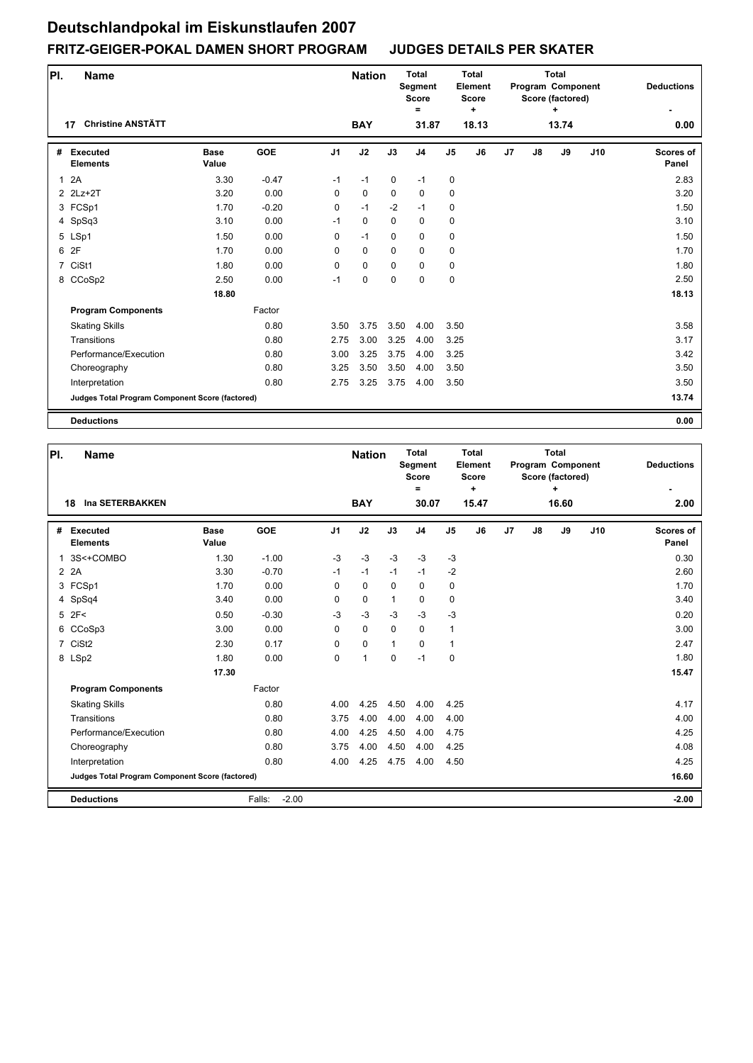# Deutschlandpokal im Eiskunstlaufen 2007

## FRITZ-GEIGER-POKAL DAMEN SHORT PROGRAM JUDGES DETAILS PER SKATER

| Pl. | Name | Nation | Total Segment Score = | Total Element Score + | Total Program Component Score (factored) + | Deductions - |
|---|---|---|---|---|---|---|
| 17 | Christine ANSTÄTT | BAY | 31.87 | 18.13 | 13.74 | 0.00 |

| # | Executed Elements | Base Value | GOE | J1 | J2 | J3 | J4 | J5 | J6 | J7 | J8 | J9 | J10 | Scores of Panel |
|---|---|---|---|---|---|---|---|---|---|---|---|---|---|---|
| 1 | 2A | 3.30 | -0.47 | -1 | -1 | 0 | -1 | 0 | | | | | | 2.83 |
| 2 | 2Lz+2T | 3.20 | 0.00 | 0 | 0 | 0 | 0 | 0 | | | | | | 3.20 |
| 3 | FCSp1 | 1.70 | -0.20 | 0 | -1 | -2 | -1 | 0 | | | | | | 1.50 |
| 4 | SpSq3 | 3.10 | 0.00 | -1 | 0 | 0 | 0 | 0 | | | | | | 3.10 |
| 5 | LSp1 | 1.50 | 0.00 | 0 | -1 | 0 | 0 | 0 | | | | | | 1.50 |
| 6 | 2F | 1.70 | 0.00 | 0 | 0 | 0 | 0 | 0 | | | | | | 1.70 |
| 7 | CiSt1 | 1.80 | 0.00 | 0 | 0 | 0 | 0 | 0 | | | | | | 1.80 |
| 8 | CCoSp2 | 2.50 | 0.00 | -1 | 0 | 0 | 0 | 0 | | | | | | 2.50 |
| | | 18.80 | | | | | | | | | | | | 18.13 |
| | **Program Components** | | Factor | | | | | | | | | | | |
| | Skating Skills | | 0.80 | 3.50 | 3.75 | 3.50 | 4.00 | 3.50 | | | | | | 3.58 |
| | Transitions | | 0.80 | 2.75 | 3.00 | 3.25 | 4.00 | 3.25 | | | | | | 3.17 |
| | Performance/Execution | | 0.80 | 3.00 | 3.25 | 3.75 | 4.00 | 3.25 | | | | | | 3.42 |
| | Choreography | | 0.80 | 3.25 | 3.50 | 3.50 | 4.00 | 3.50 | | | | | | 3.50 |
| | Interpretation | | 0.80 | 2.75 | 3.25 | 3.75 | 4.00 | 3.50 | | | | | | 3.50 |
| | **Judges Total Program Component Score (factored)** | | | | | | | | | | | | | 13.74 |
| | **Deductions** | | | | | | | | | | | | | 0.00 |

| Pl. | Name | Nation | Total Segment Score = | Total Element Score + | Total Program Component Score (factored) + | Deductions - |
|---|---|---|---|---|---|---|
| 18 | Ina SETERBAKKEN | BAY | 30.07 | 15.47 | 16.60 | 2.00 |

| # | Executed Elements | Base Value | GOE | J1 | J2 | J3 | J4 | J5 | J6 | J7 | J8 | J9 | J10 | Scores of Panel |
|---|---|---|---|---|---|---|---|---|---|---|---|---|---|---|
| 1 | 3S<+COMBO | 1.30 | -1.00 | -3 | -3 | -3 | -3 | -3 | | | | | | 0.30 |
| 2 | 2A | 3.30 | -0.70 | -1 | -1 | -1 | -1 | -2 | | | | | | 2.60 |
| 3 | FCSp1 | 1.70 | 0.00 | 0 | 0 | 0 | 0 | 0 | | | | | | 1.70 |
| 4 | SpSq4 | 3.40 | 0.00 | 0 | 0 | 1 | 0 | 0 | | | | | | 3.40 |
| 5 | 2F< | 0.50 | -0.30 | -3 | -3 | -3 | -3 | -3 | | | | | | 0.20 |
| 6 | CCoSp3 | 3.00 | 0.00 | 0 | 0 | 0 | 0 | 1 | | | | | | 3.00 |
| 7 | CiSt2 | 2.30 | 0.17 | 0 | 0 | 1 | 0 | 1 | | | | | | 2.47 |
| 8 | LSp2 | 1.80 | 0.00 | 0 | 1 | 0 | -1 | 0 | | | | | | 1.80 |
| | | 17.30 | | | | | | | | | | | | 15.47 |
| | **Program Components** | | Factor | | | | | | | | | | | |
| | Skating Skills | | 0.80 | 4.00 | 4.25 | 4.50 | 4.00 | 4.25 | | | | | | 4.17 |
| | Transitions | | 0.80 | 3.75 | 4.00 | 4.00 | 4.00 | 4.00 | | | | | | 4.00 |
| | Performance/Execution | | 0.80 | 4.00 | 4.25 | 4.50 | 4.00 | 4.75 | | | | | | 4.25 |
| | Choreography | | 0.80 | 3.75 | 4.00 | 4.50 | 4.00 | 4.25 | | | | | | 4.08 |
| | Interpretation | | 0.80 | 4.00 | 4.25 | 4.75 | 4.00 | 4.50 | | | | | | 4.25 |
| | **Judges Total Program Component Score (factored)** | | | | | | | | | | | | | 16.60 |
| | **Deductions** | | Falls: -2.00 | | | | | | | | | | | -2.00 |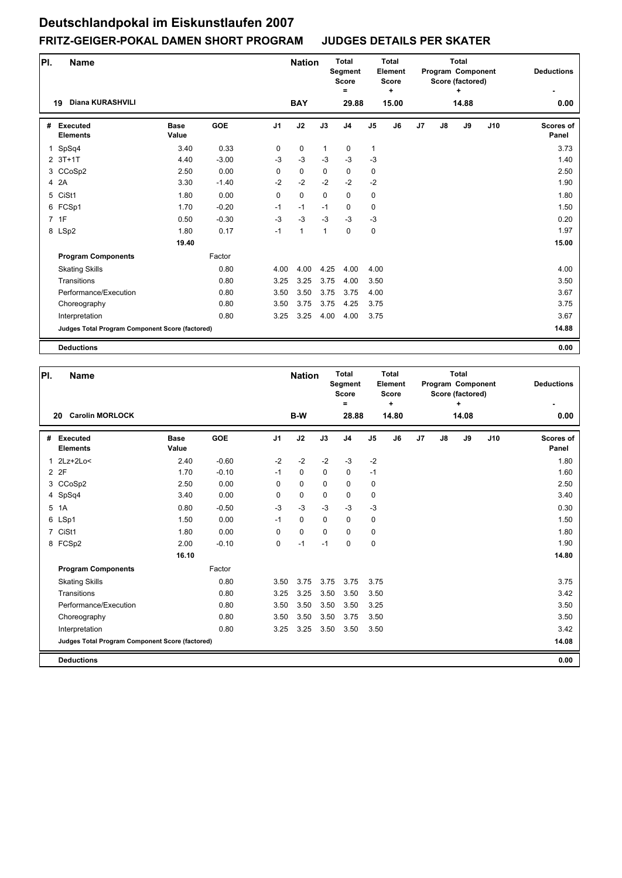# Deutschlandpokal im Eiskunstlaufen 2007

## FRITZ-GEIGER-POKAL DAMEN SHORT PROGRAM JUDGES DETAILS PER SKATER

| Pl. | Name | Nation | Total Segment Score = | Total Element Score + | Total Program Component Score (factored) + | Deductions - |
|---|---|---|---|---|---|---|
| 19 | Diana KURASHVILI | BAY | 29.88 | 15.00 | 14.88 | 0.00 |

| # | Executed Elements | Base Value | GOE | J1 | J2 | J3 | J4 | J5 | J6 | J7 | J8 | J9 | J10 | Scores of Panel |
|---|---|---|---|---|---|---|---|---|---|---|---|---|---|---|
| 1 | SpSq4 | 3.40 | 0.33 | 0 | 0 | 1 | 0 | 1 | | | | | | 3.73 |
| 2 | 3T+1T | 4.40 | -3.00 | -3 | -3 | -3 | -3 | -3 | | | | | | 1.40 |
| 3 | CCoSp2 | 2.50 | 0.00 | 0 | 0 | 0 | 0 | 0 | | | | | | 2.50 |
| 4 | 2A | 3.30 | -1.40 | -2 | -2 | -2 | -2 | -2 | | | | | | 1.90 |
| 5 | CiSt1 | 1.80 | 0.00 | 0 | 0 | 0 | 0 | 0 | | | | | | 1.80 |
| 6 | FCSp1 | 1.70 | -0.20 | -1 | -1 | -1 | 0 | 0 | | | | | | 1.50 |
| 7 | 1F | 0.50 | -0.30 | -3 | -3 | -3 | -3 | -3 | | | | | | 0.20 |
| 8 | LSp2 | 1.80 | 0.17 | -1 | 1 | 1 | 0 | 0 | | | | | | 1.97 |
| | | 19.40 | | | | | | | | | | | | 15.00 |
| | **Program Components** | | Factor | | | | | | | | | | | |
| | Skating Skills | | 0.80 | 4.00 | 4.00 | 4.25 | 4.00 | 4.00 | | | | | | 4.00 |
| | Transitions | | 0.80 | 3.25 | 3.25 | 3.75 | 4.00 | 3.50 | | | | | | 3.50 |
| | Performance/Execution | | 0.80 | 3.50 | 3.50 | 3.75 | 3.75 | 4.00 | | | | | | 3.67 |
| | Choreography | | 0.80 | 3.50 | 3.75 | 3.75 | 4.25 | 3.75 | | | | | | 3.75 |
| | Interpretation | | 0.80 | 3.25 | 3.25 | 4.00 | 4.00 | 3.75 | | | | | | 3.67 |
| | Judges Total Program Component Score (factored) | | | | | | | | | | | | | 14.88 |
| | **Deductions** | | | | | | | | | | | | | 0.00 |

| Pl. | Name | Nation | Total Segment Score = | Total Element Score + | Total Program Component Score (factored) + | Deductions - |
|---|---|---|---|---|---|---|
| 20 | Carolin MORLOCK | B-W | 28.88 | 14.80 | 14.08 | 0.00 |

| # | Executed Elements | Base Value | GOE | J1 | J2 | J3 | J4 | J5 | J6 | J7 | J8 | J9 | J10 | Scores of Panel |
|---|---|---|---|---|---|---|---|---|---|---|---|---|---|---|
| 1 | 2Lz+2Lo< | 2.40 | -0.60 | -2 | -2 | -2 | -3 | -2 | | | | | | 1.80 |
| 2 | 2F | 1.70 | -0.10 | -1 | 0 | 0 | 0 | -1 | | | | | | 1.60 |
| 3 | CCoSp2 | 2.50 | 0.00 | 0 | 0 | 0 | 0 | 0 | | | | | | 2.50 |
| 4 | SpSq4 | 3.40 | 0.00 | 0 | 0 | 0 | 0 | 0 | | | | | | 3.40 |
| 5 | 1A | 0.80 | -0.50 | -3 | -3 | -3 | -3 | -3 | | | | | | 0.30 |
| 6 | LSp1 | 1.50 | 0.00 | -1 | 0 | 0 | 0 | 0 | | | | | | 1.50 |
| 7 | CiSt1 | 1.80 | 0.00 | 0 | 0 | 0 | 0 | 0 | | | | | | 1.80 |
| 8 | FCSp2 | 2.00 | -0.10 | 0 | -1 | -1 | 0 | 0 | | | | | | 1.90 |
| | | 16.10 | | | | | | | | | | | | 14.80 |
| | **Program Components** | | Factor | | | | | | | | | | | |
| | Skating Skills | | 0.80 | 3.50 | 3.75 | 3.75 | 3.75 | 3.75 | | | | | | 3.75 |
| | Transitions | | 0.80 | 3.25 | 3.25 | 3.50 | 3.50 | 3.50 | | | | | | 3.42 |
| | Performance/Execution | | 0.80 | 3.50 | 3.50 | 3.50 | 3.50 | 3.25 | | | | | | 3.50 |
| | Choreography | | 0.80 | 3.50 | 3.50 | 3.50 | 3.75 | 3.50 | | | | | | 3.50 |
| | Interpretation | | 0.80 | 3.25 | 3.25 | 3.50 | 3.50 | 3.50 | | | | | | 3.42 |
| | Judges Total Program Component Score (factored) | | | | | | | | | | | | | 14.08 |
| | **Deductions** | | | | | | | | | | | | | 0.00 |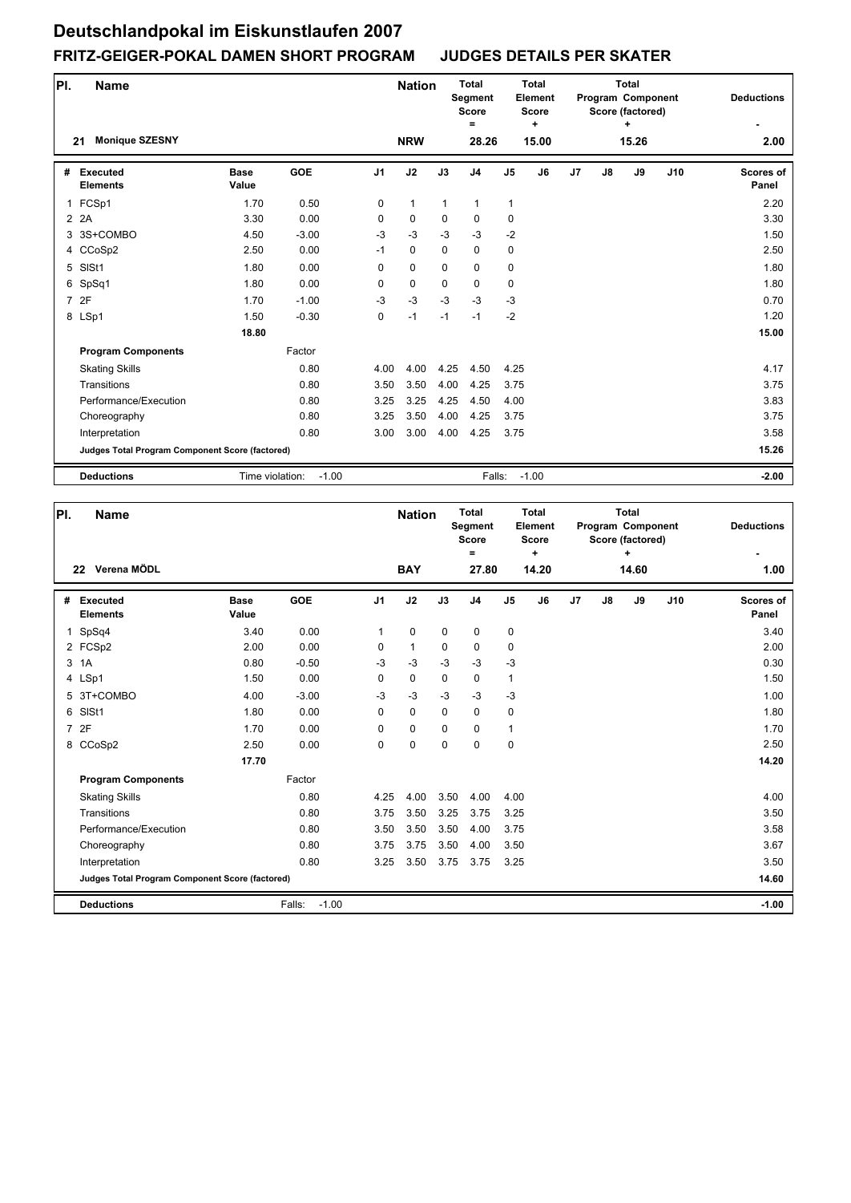# Deutschlandpokal im Eiskunstlaufen 2007

## FRITZ-GEIGER-POKAL DAMEN SHORT PROGRAM JUDGES DETAILS PER SKATER

| Pl. | Name | Nation | Total Segment Score = | Total Element Score + | Total Program Component Score (factored) + | Deductions - |
|---|---|---|---|---|---|---|
| 21 | Monique SZESNY | NRW | 28.26 | 15.00 | 15.26 | 2.00 |

| # | Executed Elements | Base Value | GOE | J1 | J2 | J3 | J4 | J5 | J6 | J7 | J8 | J9 | J10 | Scores of Panel |
|---|---|---|---|---|---|---|---|---|---|---|---|---|---|---|
| 1 | FCSp1 | 1.70 | 0.50 | 0 | 1 | 1 | 1 | 1 | | | | | | 2.20 |
| 2 | 2A | 3.30 | 0.00 | 0 | 0 | 0 | 0 | 0 | | | | | | 3.30 |
| 3 | 3S+COMBO | 4.50 | -3.00 | -3 | -3 | -3 | -3 | -2 | | | | | | 1.50 |
| 4 | CCoSp2 | 2.50 | 0.00 | -1 | 0 | 0 | 0 | 0 | | | | | | 2.50 |
| 5 | SlSt1 | 1.80 | 0.00 | 0 | 0 | 0 | 0 | 0 | | | | | | 1.80 |
| 6 | SpSq1 | 1.80 | 0.00 | 0 | 0 | 0 | 0 | 0 | | | | | | 1.80 |
| 7 | 2F | 1.70 | -1.00 | -3 | -3 | -3 | -3 | -3 | | | | | | 0.70 |
| 8 | LSp1 | 1.50 | -0.30 | 0 | -1 | -1 | -1 | -2 | | | | | | 1.20 |
| | | 18.80 | | | | | | | | | | | | 15.00 |
| | **Program Components** | | Factor | | | | | | | | | | | |
| | Skating Skills | | 0.80 | 4.00 | 4.00 | 4.25 | 4.50 | 4.25 | | | | | | 4.17 |
| | Transitions | | 0.80 | 3.50 | 3.50 | 4.00 | 4.25 | 3.75 | | | | | | 3.75 |
| | Performance/Execution | | 0.80 | 3.25 | 3.25 | 4.25 | 4.50 | 4.00 | | | | | | 3.83 |
| | Choreography | | 0.80 | 3.25 | 3.50 | 4.00 | 4.25 | 3.75 | | | | | | 3.75 |
| | Interpretation | | 0.80 | 3.00 | 3.00 | 4.00 | 4.25 | 3.75 | | | | | | 3.58 |
| | **Judges Total Program Component Score (factored)** | | | | | | | | | | | | | 15.26 |
| | **Deductions** | Time violation: | -1.00 | | | | Falls: | -1.00 | | | | | | -2.00 |

| Pl. | Name | Nation | Total Segment Score = | Total Element Score + | Total Program Component Score (factored) + | Deductions - |
|---|---|---|---|---|---|---|
| 22 | Verena MÖDL | BAY | 27.80 | 14.20 | 14.60 | 1.00 |

| # | Executed Elements | Base Value | GOE | J1 | J2 | J3 | J4 | J5 | J6 | J7 | J8 | J9 | J10 | Scores of Panel |
|---|---|---|---|---|---|---|---|---|---|---|---|---|---|---|
| 1 | SpSq4 | 3.40 | 0.00 | 1 | 0 | 0 | 0 | 0 | | | | | | 3.40 |
| 2 | FCSp2 | 2.00 | 0.00 | 0 | 1 | 0 | 0 | 0 | | | | | | 2.00 |
| 3 | 1A | 0.80 | -0.50 | -3 | -3 | -3 | -3 | -3 | | | | | | 0.30 |
| 4 | LSp1 | 1.50 | 0.00 | 0 | 0 | 0 | 0 | 1 | | | | | | 1.50 |
| 5 | 3T+COMBO | 4.00 | -3.00 | -3 | -3 | -3 | -3 | -3 | | | | | | 1.00 |
| 6 | SlSt1 | 1.80 | 0.00 | 0 | 0 | 0 | 0 | 0 | | | | | | 1.80 |
| 7 | 2F | 1.70 | 0.00 | 0 | 0 | 0 | 0 | 1 | | | | | | 1.70 |
| 8 | CCoSp2 | 2.50 | 0.00 | 0 | 0 | 0 | 0 | 0 | | | | | | 2.50 |
| | | 17.70 | | | | | | | | | | | | 14.20 |
| | **Program Components** | | Factor | | | | | | | | | | | |
| | Skating Skills | | 0.80 | 4.25 | 4.00 | 3.50 | 4.00 | 4.00 | | | | | | 4.00 |
| | Transitions | | 0.80 | 3.75 | 3.50 | 3.25 | 3.75 | 3.25 | | | | | | 3.50 |
| | Performance/Execution | | 0.80 | 3.50 | 3.50 | 3.50 | 4.00 | 3.75 | | | | | | 3.58 |
| | Choreography | | 0.80 | 3.75 | 3.75 | 3.50 | 4.00 | 3.50 | | | | | | 3.67 |
| | Interpretation | | 0.80 | 3.25 | 3.50 | 3.75 | 3.75 | 3.25 | | | | | | 3.50 |
| | **Judges Total Program Component Score (factored)** | | | | | | | | | | | | | 14.60 |
| | **Deductions** | Falls: | -1.00 | | | | | | | | | | | -1.00 |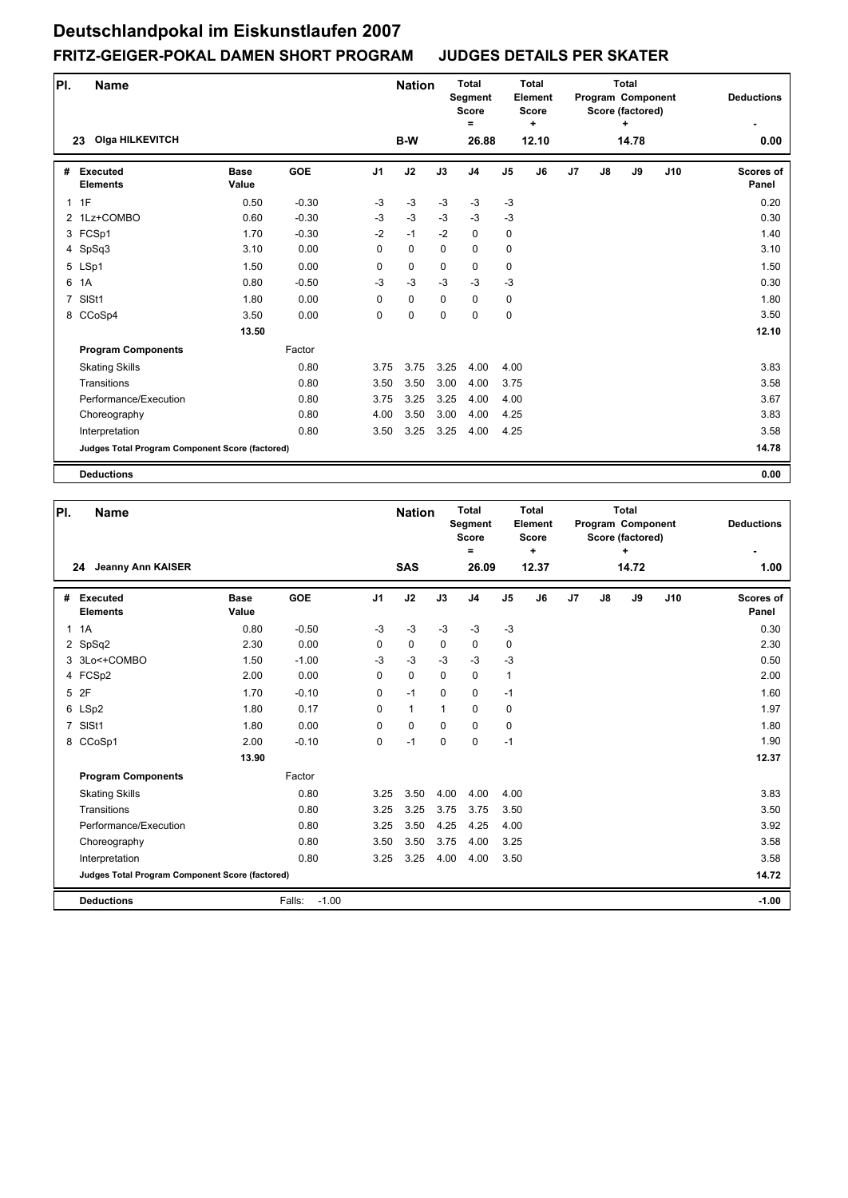# Deutschlandpokal im Eiskunstlaufen 2007

## FRITZ-GEIGER-POKAL DAMEN SHORT PROGRAM JUDGES DETAILS PER SKATER

| Pl. | Name | Nation | Total Segment Score = | Total Element Score + | Total Program Component Score (factored) + | Deductions - |
|---|---|---|---|---|---|---|
| 23 | Olga HILKEVITCH | B-W | 26.88 | 12.10 | 14.78 | 0.00 |

| # | Executed Elements | Base Value | GOE | J1 | J2 | J3 | J4 | J5 | J6 | J7 | J8 | J9 | J10 | Scores of Panel |
|---|---|---|---|---|---|---|---|---|---|---|---|---|---|---|
| 1 | 1F | 0.50 | -0.30 | -3 | -3 | -3 | -3 | -3 | | | | | | 0.20 |
| 2 | 1Lz+COMBO | 0.60 | -0.30 | -3 | -3 | -3 | -3 | -3 | | | | | | 0.30 |
| 3 | FCSp1 | 1.70 | -0.30 | -2 | -1 | -2 | 0 | 0 | | | | | | 1.40 |
| 4 | SpSq3 | 3.10 | 0.00 | 0 | 0 | 0 | 0 | 0 | | | | | | 3.10 |
| 5 | LSp1 | 1.50 | 0.00 | 0 | 0 | 0 | 0 | 0 | | | | | | 1.50 |
| 6 | 1A | 0.80 | -0.50 | -3 | -3 | -3 | -3 | -3 | | | | | | 0.30 |
| 7 | SlSt1 | 1.80 | 0.00 | 0 | 0 | 0 | 0 | 0 | | | | | | 1.80 |
| 8 | CCoSp4 | 3.50 | 0.00 | 0 | 0 | 0 | 0 | 0 | | | | | | 3.50 |
| | | 13.50 | | | | | | | | | | | | 12.10 |
| | **Program Components** | | Factor | | | | | | | | | | | |
| | Skating Skills | | 0.80 | 3.75 | 3.75 | 3.25 | 4.00 | 4.00 | | | | | | 3.83 |
| | Transitions | | 0.80 | 3.50 | 3.50 | 3.00 | 4.00 | 3.75 | | | | | | 3.58 |
| | Performance/Execution | | 0.80 | 3.75 | 3.25 | 3.25 | 4.00 | 4.00 | | | | | | 3.67 |
| | Choreography | | 0.80 | 4.00 | 3.50 | 3.00 | 4.00 | 4.25 | | | | | | 3.83 |
| | Interpretation | | 0.80 | 3.50 | 3.25 | 3.25 | 4.00 | 4.25 | | | | | | 3.58 |
| | Judges Total Program Component Score (factored) | | | | | | | | | | | | | 14.78 |
| | **Deductions** | | | | | | | | | | | | | 0.00 |

| Pl. | Name | Nation | Total Segment Score = | Total Element Score + | Total Program Component Score (factored) + | Deductions - |
|---|---|---|---|---|---|---|
| 24 | Jeanny Ann KAISER | SAS | 26.09 | 12.37 | 14.72 | 1.00 |

| # | Executed Elements | Base Value | GOE | J1 | J2 | J3 | J4 | J5 | J6 | J7 | J8 | J9 | J10 | Scores of Panel |
|---|---|---|---|---|---|---|---|---|---|---|---|---|---|---|
| 1 | 1A | 0.80 | -0.50 | -3 | -3 | -3 | -3 | -3 | | | | | | 0.30 |
| 2 | SpSq2 | 2.30 | 0.00 | 0 | 0 | 0 | 0 | 0 | | | | | | 2.30 |
| 3 | 3Lo<+COMBO | 1.50 | -1.00 | -3 | -3 | -3 | -3 | -3 | | | | | | 0.50 |
| 4 | FCSp2 | 2.00 | 0.00 | 0 | 0 | 0 | 0 | 1 | | | | | | 2.00 |
| 5 | 2F | 1.70 | -0.10 | 0 | -1 | 0 | 0 | -1 | | | | | | 1.60 |
| 6 | LSp2 | 1.80 | 0.17 | 0 | 1 | 1 | 0 | 0 | | | | | | 1.97 |
| 7 | SlSt1 | 1.80 | 0.00 | 0 | 0 | 0 | 0 | 0 | | | | | | 1.80 |
| 8 | CCoSp1 | 2.00 | -0.10 | 0 | -1 | 0 | 0 | -1 | | | | | | 1.90 |
| | | 13.90 | | | | | | | | | | | | 12.37 |
| | **Program Components** | | Factor | | | | | | | | | | | |
| | Skating Skills | | 0.80 | 3.25 | 3.50 | 4.00 | 4.00 | 4.00 | | | | | | 3.83 |
| | Transitions | | 0.80 | 3.25 | 3.25 | 3.75 | 3.75 | 3.50 | | | | | | 3.50 |
| | Performance/Execution | | 0.80 | 3.25 | 3.50 | 4.25 | 4.25 | 4.00 | | | | | | 3.92 |
| | Choreography | | 0.80 | 3.50 | 3.50 | 3.75 | 4.00 | 3.25 | | | | | | 3.58 |
| | Interpretation | | 0.80 | 3.25 | 3.25 | 4.00 | 4.00 | 3.50 | | | | | | 3.58 |
| | Judges Total Program Component Score (factored) | | | | | | | | | | | | | 14.72 |
| | **Deductions** | | Falls: -1.00 | | | | | | | | | | | -1.00 |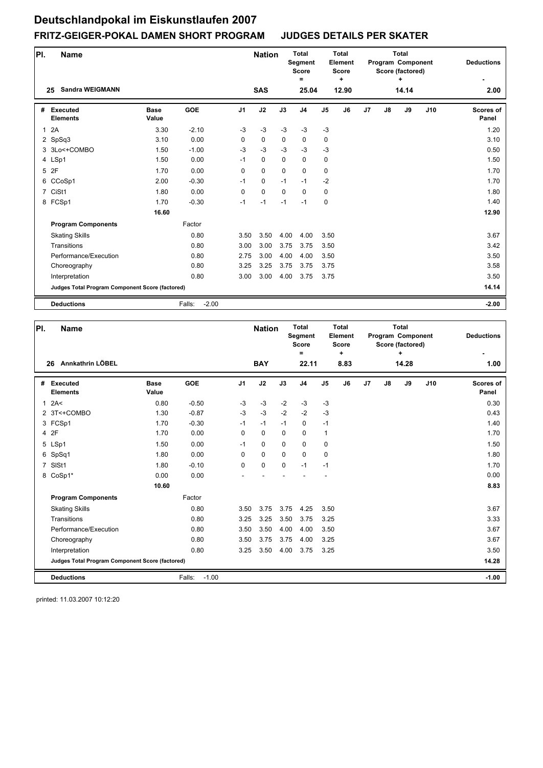# Deutschlandpokal im Eiskunstlaufen 2007

## FRITZ-GEIGER-POKAL DAMEN SHORT PROGRAM JUDGES DETAILS PER SKATER

| Pl. | Name | Nation | Total Segment Score = | Total Element Score + | Total Program Component Score (factored) + | Deductions - |
|---|---|---|---|---|---|---|
| 25 | Sandra WEIGMANN | SAS | 25.04 | 12.90 | 14.14 | 2.00 |

| # | Executed Elements | Base Value | GOE | J1 | J2 | J3 | J4 | J5 | J6 | J7 | J8 | J9 | J10 | Scores of Panel |
|---|---|---|---|---|---|---|---|---|---|---|---|---|---|---|
| 1 | 2A | 3.30 | -2.10 | -3 | -3 | -3 | -3 | -3 | | | | | | 1.20 |
| 2 | SpSq3 | 3.10 | 0.00 | 0 | 0 | 0 | 0 | 0 | | | | | | 3.10 |
| 3 | 3Lo<+COMBO | 1.50 | -1.00 | -3 | -3 | -3 | -3 | -3 | | | | | | 0.50 |
| 4 | LSp1 | 1.50 | 0.00 | -1 | 0 | 0 | 0 | 0 | | | | | | 1.50 |
| 5 | 2F | 1.70 | 0.00 | 0 | 0 | 0 | 0 | 0 | | | | | | 1.70 |
| 6 | CCoSp1 | 2.00 | -0.30 | -1 | 0 | -1 | -1 | -2 | | | | | | 1.70 |
| 7 | CiSt1 | 1.80 | 0.00 | 0 | 0 | 0 | 0 | 0 | | | | | | 1.80 |
| 8 | FCSp1 | 1.70 | -0.30 | -1 | -1 | -1 | -1 | 0 | | | | | | 1.40 |
| | | 16.60 | | | | | | | | | | | | 12.90 |
| | **Program Components** | | Factor | | | | | | | | | | | |
| | Skating Skills | | 0.80 | 3.50 | 3.50 | 4.00 | 4.00 | 3.50 | | | | | | 3.67 |
| | Transitions | | 0.80 | 3.00 | 3.00 | 3.75 | 3.75 | 3.50 | | | | | | 3.42 |
| | Performance/Execution | | 0.80 | 2.75 | 3.00 | 4.00 | 4.00 | 3.50 | | | | | | 3.50 |
| | Choreography | | 0.80 | 3.25 | 3.25 | 3.75 | 3.75 | 3.75 | | | | | | 3.58 |
| | Interpretation | | 0.80 | 3.00 | 3.00 | 4.00 | 3.75 | 3.75 | | | | | | 3.50 |
| | **Judges Total Program Component Score (factored)** | | | | | | | | | | | | | 14.14 |
| | **Deductions** | | Falls: -2.00 | | | | | | | | | | | -2.00 |

| Pl. | Name | Nation | Total Segment Score = | Total Element Score + | Total Program Component Score (factored) + | Deductions - |
|---|---|---|---|---|---|---|
| 26 | Annkathrin LÖBEL | BAY | 22.11 | 8.83 | 14.28 | 1.00 |

| # | Executed Elements | Base Value | GOE | J1 | J2 | J3 | J4 | J5 | J6 | J7 | J8 | J9 | J10 | Scores of Panel |
|---|---|---|---|---|---|---|---|---|---|---|---|---|---|---|
| 1 | 2A< | 0.80 | -0.50 | -3 | -3 | -2 | -3 | -3 | | | | | | 0.30 |
| 2 | 3T<+COMBO | 1.30 | -0.87 | -3 | -3 | -2 | -2 | -3 | | | | | | 0.43 |
| 3 | FCSp1 | 1.70 | -0.30 | -1 | -1 | -1 | 0 | -1 | | | | | | 1.40 |
| 4 | 2F | 1.70 | 0.00 | 0 | 0 | 0 | 0 | 1 | | | | | | 1.70 |
| 5 | LSp1 | 1.50 | 0.00 | -1 | 0 | 0 | 0 | 0 | | | | | | 1.50 |
| 6 | SpSq1 | 1.80 | 0.00 | 0 | 0 | 0 | 0 | 0 | | | | | | 1.80 |
| 7 | SlSt1 | 1.80 | -0.10 | 0 | 0 | 0 | -1 | -1 | | | | | | 1.70 |
| 8 | CoSp1* | 0.00 | 0.00 | - | - | - | - | - | | | | | | 0.00 |
| | | 10.60 | | | | | | | | | | | | 8.83 |
| | **Program Components** | | Factor | | | | | | | | | | | |
| | Skating Skills | | 0.80 | 3.50 | 3.75 | 3.75 | 4.25 | 3.50 | | | | | | 3.67 |
| | Transitions | | 0.80 | 3.25 | 3.25 | 3.50 | 3.75 | 3.25 | | | | | | 3.33 |
| | Performance/Execution | | 0.80 | 3.50 | 3.50 | 4.00 | 4.00 | 3.50 | | | | | | 3.67 |
| | Choreography | | 0.80 | 3.50 | 3.75 | 3.75 | 4.00 | 3.25 | | | | | | 3.67 |
| | Interpretation | | 0.80 | 3.25 | 3.50 | 4.00 | 3.75 | 3.25 | | | | | | 3.50 |
| | **Judges Total Program Component Score (factored)** | | | | | | | | | | | | | 14.28 |
| | **Deductions** | | Falls: -1.00 | | | | | | | | | | | -1.00 |

printed: 11.03.2007 10:12:20